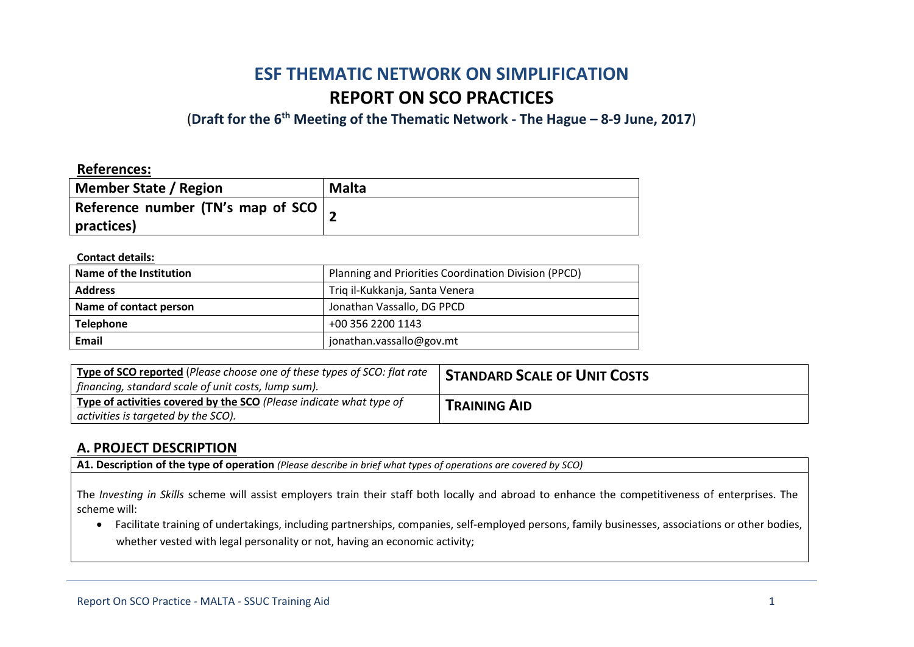# ESF THEMATIC NETWORK ON SIMPLIFICATION

# REPORT ON SCO PRACTICES

(**Draft for the 6th Meeting of the Thematic Network - The Hague – 8-9 June, 2017**)

**References:**

| **Member State / Region** | **Malta** |
| --- | --- |
| **Reference number (TN's map of SCO practices)** | **2** |

**Contact details:**

| **Name of the Institution** | Planning and Priorities Coordination Division (PPCD) |
| --- | --- |
| **Address** | Triq il-Kukkanja, Santa Venera |
| **Name of contact person** | Jonathan Vassallo, DG PPCD |
| **Telephone** | +00 356 2200 1143 |
| **Email** | jonathan.vassallo@gov.mt |

| **Type of SCO reported** (*Please choose one of these types of SCO: flat rate financing, standard scale of unit costs, lump sum).* | **STANDARD SCALE OF UNIT COSTS** |
| --- | --- |
| **Type of activities covered by the SCO** *(Please indicate what type of activities is targeted by the SCO).* | **TRAINING AID** |

## A. PROJECT DESCRIPTION

**A1. Description of the type of operation** *(Please describe in brief what types of operations are covered by SCO)*

The *Investing in Skills* scheme will assist employers train their staff both locally and abroad to enhance the competitiveness of enterprises. The scheme will:

- Facilitate training of undertakings, including partnerships, companies, self-employed persons, family businesses, associations or other bodies, whether vested with legal personality or not, having an economic activity;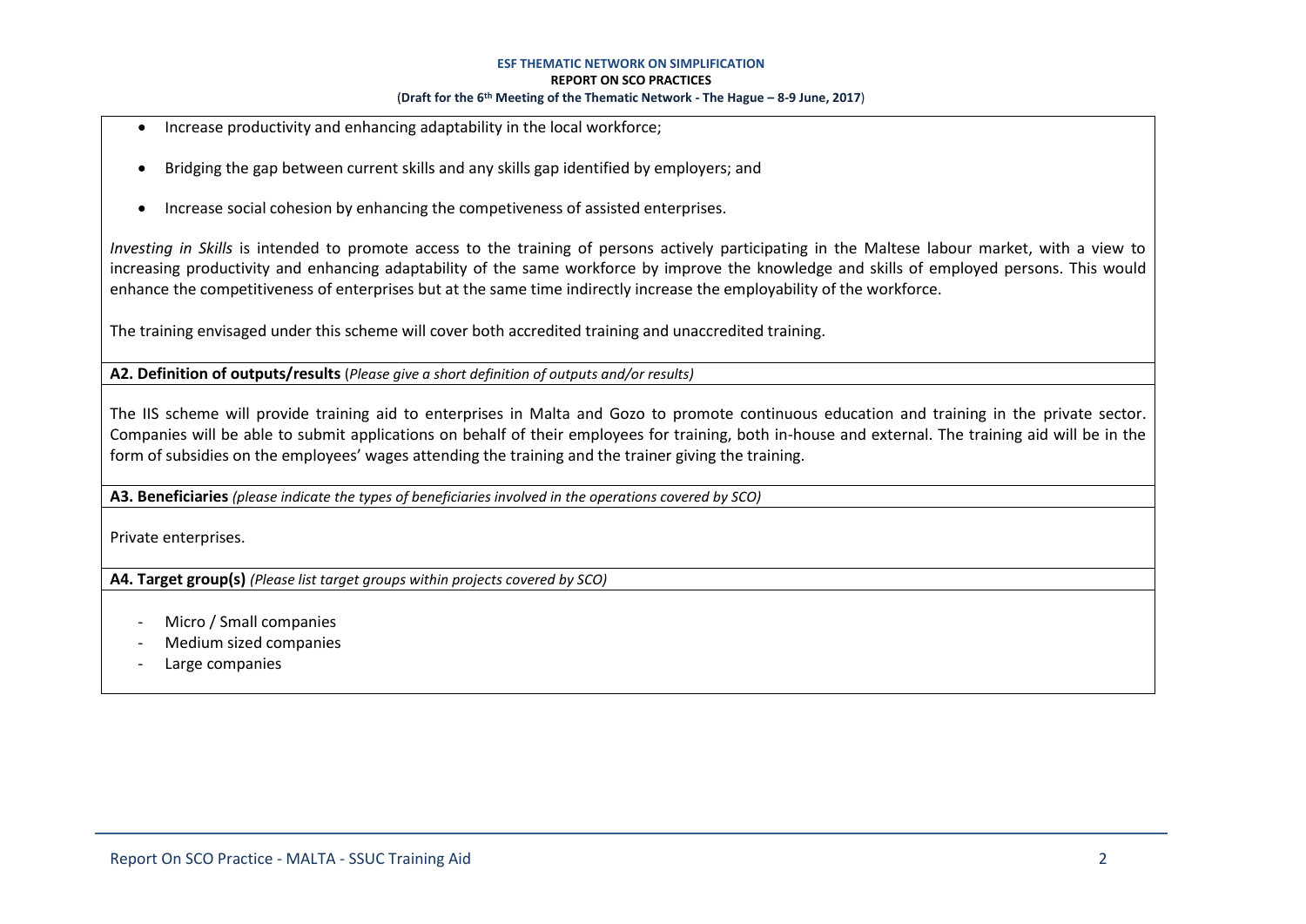- Increase productivity and enhancing adaptability in the local workforce;
- Bridging the gap between current skills and any skills gap identified by employers; and
- Increase social cohesion by enhancing the competiveness of assisted enterprises.

*Investing in Skills* is intended to promote access to the training of persons actively participating in the Maltese labour market, with a view to increasing productivity and enhancing adaptability of the same workforce by improve the knowledge and skills of employed persons. This would enhance the competitiveness of enterprises but at the same time indirectly increase the employability of the workforce.

The training envisaged under this scheme will cover both accredited training and unaccredited training.

**A2. Definition of outputs/results** (*Please give a short definition of outputs and/or results)*

The IIS scheme will provide training aid to enterprises in Malta and Gozo to promote continuous education and training in the private sector. Companies will be able to submit applications on behalf of their employees for training, both in-house and external. The training aid will be in the form of subsidies on the employees' wages attending the training and the trainer giving the training.

**A3. Beneficiaries** *(please indicate the types of beneficiaries involved in the operations covered by SCO)*

Private enterprises.

**A4. Target group(s)** *(Please list target groups within projects covered by SCO)*

- Micro / Small companies
- Medium sized companies
- Large companies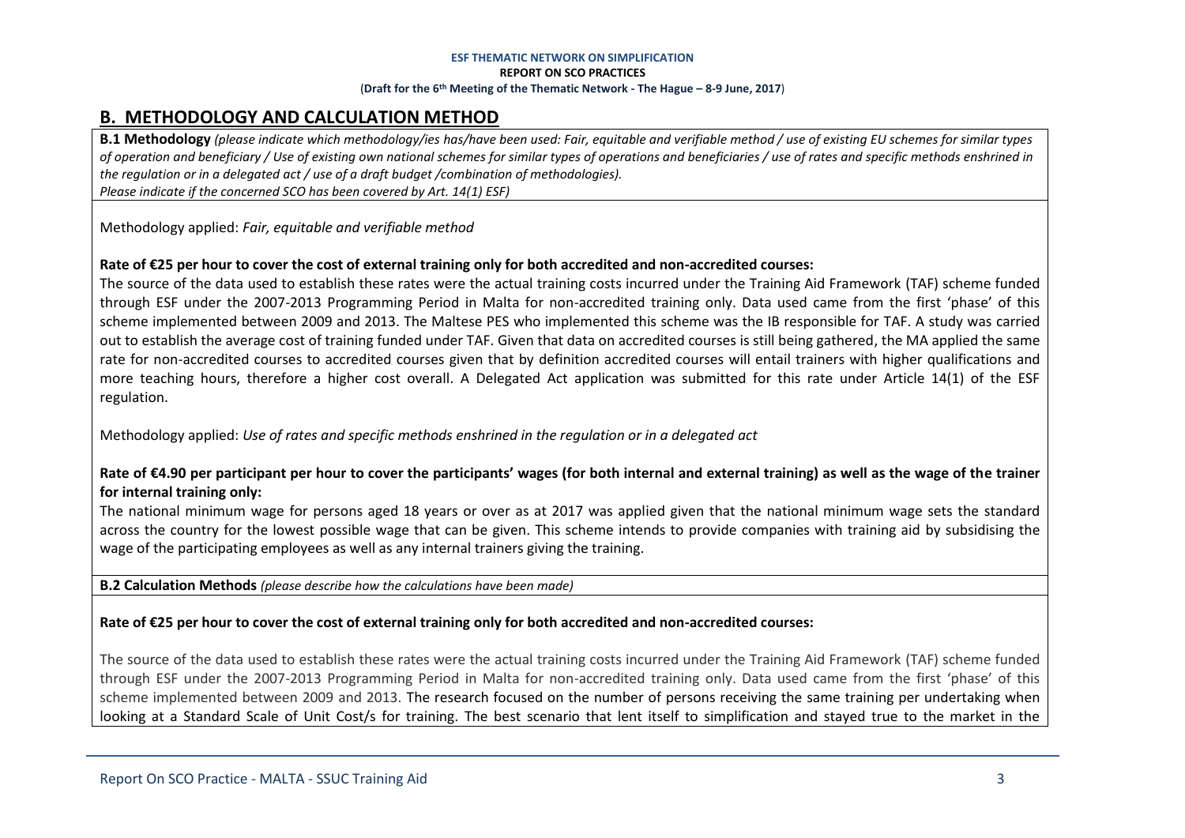## B. METHODOLOGY AND CALCULATION METHOD

**B.1 Methodology** *(please indicate which methodology/ies has/have been used: Fair, equitable and verifiable method / use of existing EU schemes for similar types of operation and beneficiary / Use of existing own national schemes for similar types of operations and beneficiaries / use of rates and specific methods enshrined in the regulation or in a delegated act / use of a draft budget /combination of methodologies).*
*Please indicate if the concerned SCO has been covered by Art. 14(1) ESF)*

Methodology applied: *Fair, equitable and verifiable method*

**Rate of €25 per hour to cover the cost of external training only for both accredited and non-accredited courses:**

The source of the data used to establish these rates were the actual training costs incurred under the Training Aid Framework (TAF) scheme funded through ESF under the 2007-2013 Programming Period in Malta for non-accredited training only. Data used came from the first 'phase' of this scheme implemented between 2009 and 2013. The Maltese PES who implemented this scheme was the IB responsible for TAF. A study was carried out to establish the average cost of training funded under TAF. Given that data on accredited courses is still being gathered, the MA applied the same rate for non-accredited courses to accredited courses given that by definition accredited courses will entail trainers with higher qualifications and more teaching hours, therefore a higher cost overall. A Delegated Act application was submitted for this rate under Article 14(1) of the ESF regulation.

Methodology applied: *Use of rates and specific methods enshrined in the regulation or in a delegated act*

**Rate of €4.90 per participant per hour to cover the participants' wages (for both internal and external training) as well as the wage of the trainer for internal training only:**

The national minimum wage for persons aged 18 years or over as at 2017 was applied given that the national minimum wage sets the standard across the country for the lowest possible wage that can be given. This scheme intends to provide companies with training aid by subsidising the wage of the participating employees as well as any internal trainers giving the training.

**B.2 Calculation Methods** *(please describe how the calculations have been made)*

**Rate of €25 per hour to cover the cost of external training only for both accredited and non-accredited courses:**

The source of the data used to establish these rates were the actual training costs incurred under the Training Aid Framework (TAF) scheme funded through ESF under the 2007-2013 Programming Period in Malta for non-accredited training only. Data used came from the first 'phase' of this scheme implemented between 2009 and 2013. The research focused on the number of persons receiving the same training per undertaking when looking at a Standard Scale of Unit Cost/s for training. The best scenario that lent itself to simplification and stayed true to the market in the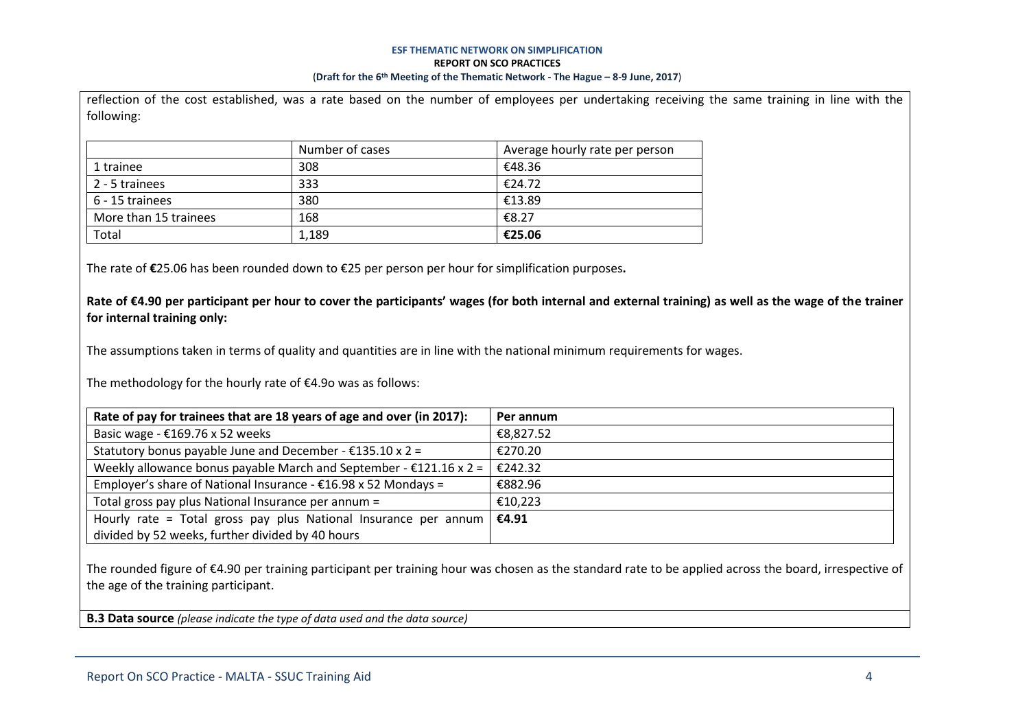reflection of the cost established, was a rate based on the number of employees per undertaking receiving the same training in line with the following:

| | Number of cases | Average hourly rate per person |
|---|---|---|
| 1 trainee | 308 | €48.36 |
| 2 - 5 trainees | 333 | €24.72 |
| 6 - 15 trainees | 380 | €13.89 |
| More than 15 trainees | 168 | €8.27 |
| Total | 1,189 | **€25.06** |

The rate of **€**25.06 has been rounded down to €25 per person per hour for simplification purposes**.**

**Rate of €4.90 per participant per hour to cover the participants' wages (for both internal and external training) as well as the wage of the trainer for internal training only:**

The assumptions taken in terms of quality and quantities are in line with the national minimum requirements for wages.

The methodology for the hourly rate of €4.9o was as follows:

| **Rate of pay for trainees that are 18 years of age and over (in 2017):** | **Per annum** |
|---|---|
| Basic wage - €169.76 x 52 weeks | €8,827.52 |
| Statutory bonus payable June and December - €135.10 x 2 = | €270.20 |
| Weekly allowance bonus payable March and September - €121.16 x 2 = | €242.32 |
| Employer's share of National Insurance - €16.98 x 52 Mondays = | €882.96 |
| Total gross pay plus National Insurance per annum = | €10,223 |
| Hourly rate = Total gross pay plus National Insurance per annum divided by 52 weeks, further divided by 40 hours | **€4.91** |

The rounded figure of €4.90 per training participant per training hour was chosen as the standard rate to be applied across the board, irrespective of the age of the training participant.

**B.3 Data source** *(please indicate the type of data used and the data source)*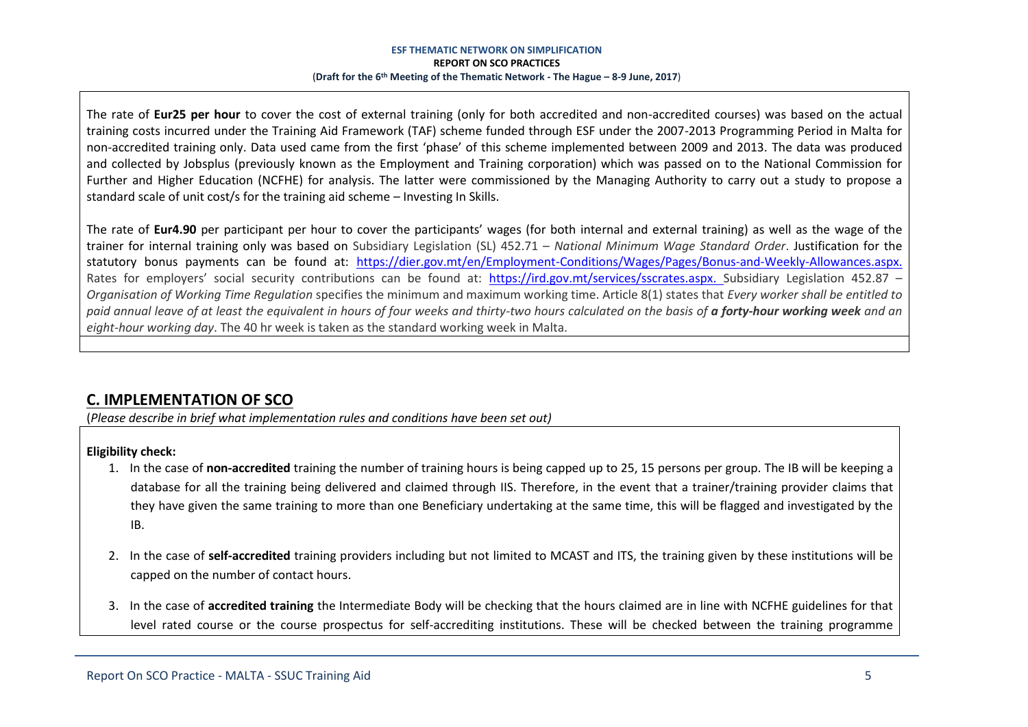The rate of **Eur25 per hour** to cover the cost of external training (only for both accredited and non-accredited courses) was based on the actual training costs incurred under the Training Aid Framework (TAF) scheme funded through ESF under the 2007-2013 Programming Period in Malta for non-accredited training only. Data used came from the first 'phase' of this scheme implemented between 2009 and 2013. The data was produced and collected by Jobsplus (previously known as the Employment and Training corporation) which was passed on to the National Commission for Further and Higher Education (NCFHE) for analysis. The latter were commissioned by the Managing Authority to carry out a study to propose a standard scale of unit cost/s for the training aid scheme – Investing In Skills.

The rate of **Eur4.90** per participant per hour to cover the participants' wages (for both internal and external training) as well as the wage of the trainer for internal training only was based on Subsidiary Legislation (SL) 452.71 – *National Minimum Wage Standard Order*. Justification for the statutory bonus payments can be found at: https://dier.gov.mt/en/Employment-Conditions/Wages/Pages/Bonus-and-Weekly-Allowances.aspx. Rates for employers' social security contributions can be found at: https://ird.gov.mt/services/sscrates.aspx. Subsidiary Legislation 452.87 – *Organisation of Working Time Regulation* specifies the minimum and maximum working time. Article 8(1) states that *Every worker shall be entitled to paid annual leave of at least the equivalent in hours of four weeks and thirty-two hours calculated on the basis of **a forty-hour working week** and an eight-hour working day*. The 40 hr week is taken as the standard working week in Malta.

## C. IMPLEMENTATION OF SCO

(*Please describe in brief what implementation rules and conditions have been set out)*

**Eligibility check:**

1. In the case of **non-accredited** training the number of training hours is being capped up to 25, 15 persons per group. The IB will be keeping a database for all the training being delivered and claimed through IIS. Therefore, in the event that a trainer/training provider claims that they have given the same training to more than one Beneficiary undertaking at the same time, this will be flagged and investigated by the IB.

2. In the case of **self-accredited** training providers including but not limited to MCAST and ITS, the training given by these institutions will be capped on the number of contact hours.

3. In the case of **accredited training** the Intermediate Body will be checking that the hours claimed are in line with NCFHE guidelines for that level rated course or the course prospectus for self-accrediting institutions. These will be checked between the training programme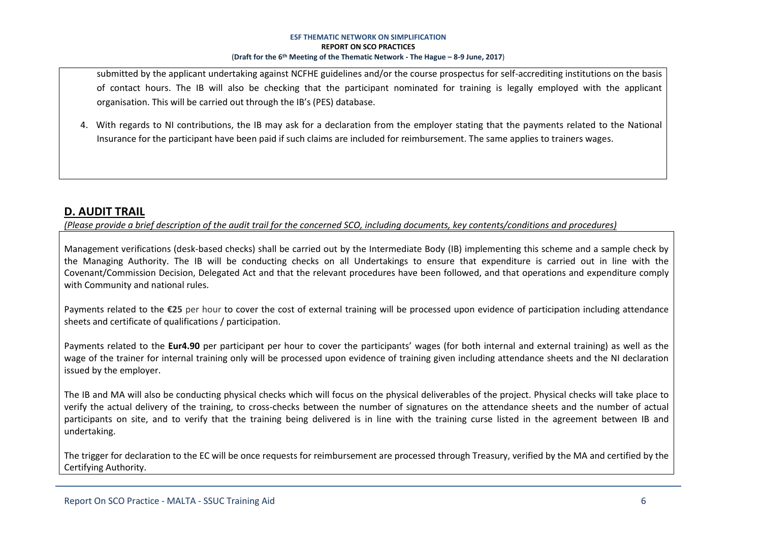submitted by the applicant undertaking against NCFHE guidelines and/or the course prospectus for self-accrediting institutions on the basis of contact hours. The IB will also be checking that the participant nominated for training is legally employed with the applicant organisation. This will be carried out through the IB's (PES) database.

4. With regards to NI contributions, the IB may ask for a declaration from the employer stating that the payments related to the National Insurance for the participant have been paid if such claims are included for reimbursement. The same applies to trainers wages.

## D. AUDIT TRAIL

*(Please provide a brief description of the audit trail for the concerned SCO, including documents, key contents/conditions and procedures)*

Management verifications (desk-based checks) shall be carried out by the Intermediate Body (IB) implementing this scheme and a sample check by the Managing Authority. The IB will be conducting checks on all Undertakings to ensure that expenditure is carried out in line with the Covenant/Commission Decision, Delegated Act and that the relevant procedures have been followed, and that operations and expenditure comply with Community and national rules.

Payments related to the **€25** per hour to cover the cost of external training will be processed upon evidence of participation including attendance sheets and certificate of qualifications / participation.

Payments related to the **Eur4.90** per participant per hour to cover the participants' wages (for both internal and external training) as well as the wage of the trainer for internal training only will be processed upon evidence of training given including attendance sheets and the NI declaration issued by the employer.

The IB and MA will also be conducting physical checks which will focus on the physical deliverables of the project. Physical checks will take place to verify the actual delivery of the training, to cross-checks between the number of signatures on the attendance sheets and the number of actual participants on site, and to verify that the training being delivered is in line with the training curse listed in the agreement between IB and undertaking.

The trigger for declaration to the EC will be once requests for reimbursement are processed through Treasury, verified by the MA and certified by the Certifying Authority.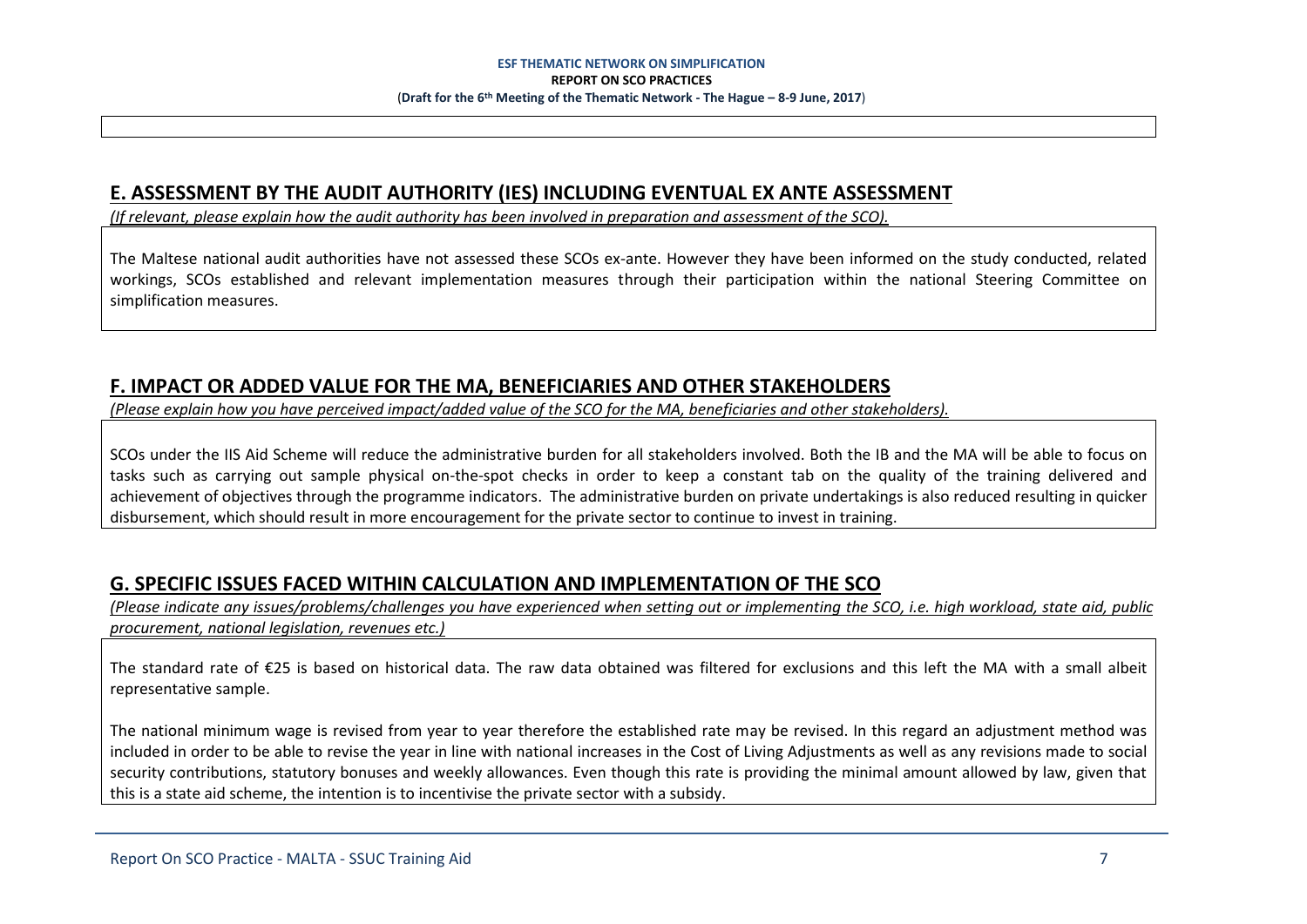## E. ASSESSMENT BY THE AUDIT AUTHORITY (IES) INCLUDING EVENTUAL EX ANTE ASSESSMENT

*(If relevant, please explain how the audit authority has been involved in preparation and assessment of the SCO).*

The Maltese national audit authorities have not assessed these SCOs ex-ante. However they have been informed on the study conducted, related workings, SCOs established and relevant implementation measures through their participation within the national Steering Committee on simplification measures.

## F. IMPACT OR ADDED VALUE FOR THE MA, BENEFICIARIES AND OTHER STAKEHOLDERS

*(Please explain how you have perceived impact/added value of the SCO for the MA, beneficiaries and other stakeholders).*

SCOs under the IIS Aid Scheme will reduce the administrative burden for all stakeholders involved. Both the IB and the MA will be able to focus on tasks such as carrying out sample physical on-the-spot checks in order to keep a constant tab on the quality of the training delivered and achievement of objectives through the programme indicators. The administrative burden on private undertakings is also reduced resulting in quicker disbursement, which should result in more encouragement for the private sector to continue to invest in training.

## G. SPECIFIC ISSUES FACED WITHIN CALCULATION AND IMPLEMENTATION OF THE SCO

*(Please indicate any issues/problems/challenges you have experienced when setting out or implementing the SCO, i.e. high workload, state aid, public procurement, national legislation, revenues etc.)*

The standard rate of €25 is based on historical data. The raw data obtained was filtered for exclusions and this left the MA with a small albeit representative sample.

The national minimum wage is revised from year to year therefore the established rate may be revised. In this regard an adjustment method was included in order to be able to revise the year in line with national increases in the Cost of Living Adjustments as well as any revisions made to social security contributions, statutory bonuses and weekly allowances. Even though this rate is providing the minimal amount allowed by law, given that this is a state aid scheme, the intention is to incentivise the private sector with a subsidy.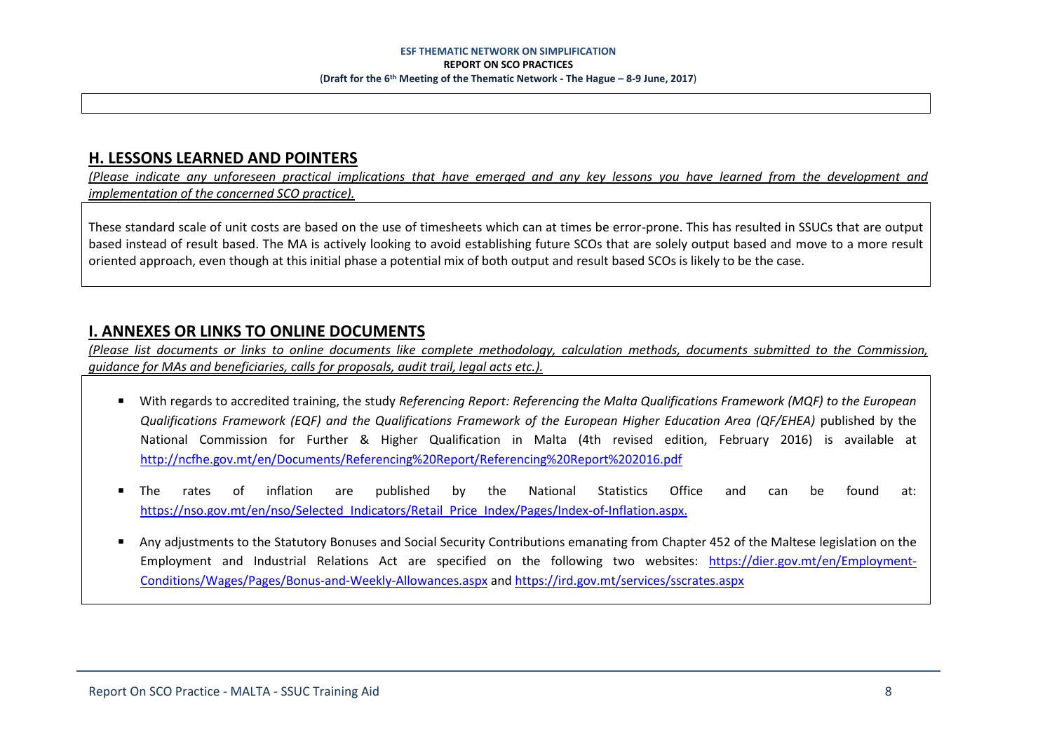## H. LESSONS LEARNED AND POINTERS

*(Please indicate any unforeseen practical implications that have emerged and any key lessons you have learned from the development and implementation of the concerned SCO practice).*

These standard scale of unit costs are based on the use of timesheets which can at times be error-prone. This has resulted in SSUCs that are output based instead of result based. The MA is actively looking to avoid establishing future SCOs that are solely output based and move to a more result oriented approach, even though at this initial phase a potential mix of both output and result based SCOs is likely to be the case.

## I. ANNEXES OR LINKS TO ONLINE DOCUMENTS

*(Please list documents or links to online documents like complete methodology, calculation methods, documents submitted to the Commission, guidance for MAs and beneficiaries, calls for proposals, audit trail, legal acts etc.).*

- With regards to accredited training, the study *Referencing Report: Referencing the Malta Qualifications Framework (MQF) to the European Qualifications Framework (EQF) and the Qualifications Framework of the European Higher Education Area (QF/EHEA)* published by the National Commission for Further & Higher Qualification in Malta (4th revised edition, February 2016) is available at http://ncfhe.gov.mt/en/Documents/Referencing%20Report/Referencing%20Report%202016.pdf
- The rates of inflation are published by the National Statistics Office and can be found at: https://nso.gov.mt/en/nso/Selected_Indicators/Retail_Price_Index/Pages/Index-of-Inflation.aspx.
- Any adjustments to the Statutory Bonuses and Social Security Contributions emanating from Chapter 452 of the Maltese legislation on the Employment and Industrial Relations Act are specified on the following two websites: https://dier.gov.mt/en/Employment-Conditions/Wages/Pages/Bonus-and-Weekly-Allowances.aspx and https://ird.gov.mt/services/sscrates.aspx